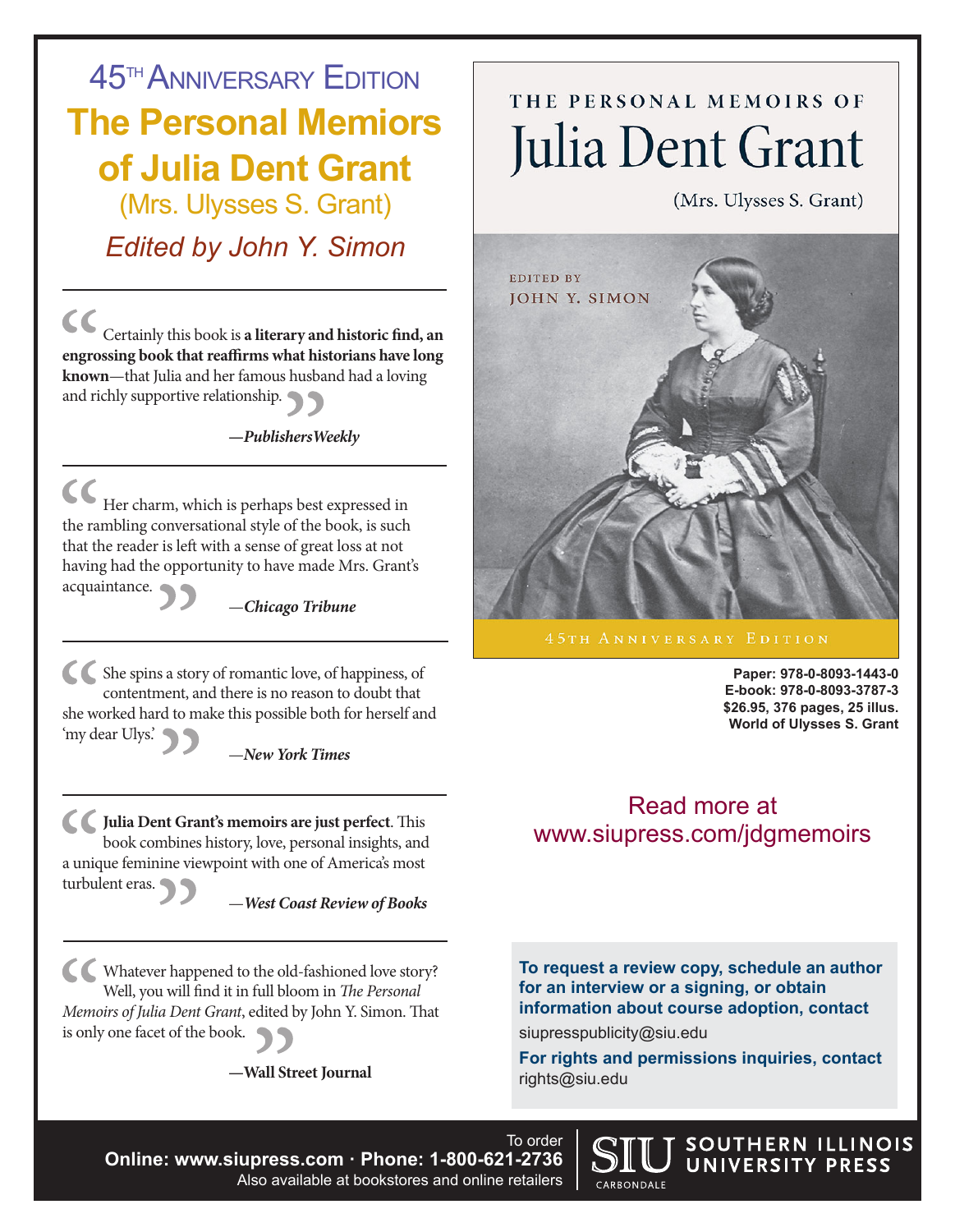# 45th Anniversary Edition

# The Personal Memiors of Julia Dent Grant

## (Mrs. Ulysses S. Grant)

### *Edited by John Y. Simon*

---

"Certainly this book is **a literary and historic find, an engrossing book that reaffirms what historians have long known**—that Julia and her famous husband had a loving and richly supportive relationship."

—***PublishersWeekly***

---

"Her charm, which is perhaps best expressed in the rambling conversational style of the book, is such that the reader is left with a sense of great loss at not having had the opportunity to have made Mrs. Grant's acquaintance."

—***Chicago Tribune***

---

"She spins a story of romantic love, of happiness, of contentment, and there is no reason to doubt that she worked hard to make this possible both for herself and 'my dear Ulys.'"

—***New York Times***

---

"**Julia Dent Grant's memoirs are just perfect**. This book combines history, love, personal insights, and a unique feminine viewpoint with one of America's most turbulent eras."

—***West Coast Review of Books***

---

"Whatever happened to the old-fashioned love story? Well, you will find it in full bloom in *The Personal Memoirs of Julia Dent Grant*, edited by John Y. Simon. That is only one facet of the book."

—**Wall Street Journal**

---

THE PERSONAL MEMOIRS OF
Julia Dent Grant
(Mrs. Ulysses S. Grant)

EDITED BY
JOHN Y. SIMON

45TH ANNIVERSARY EDITION

**Paper: 978-0-8093-1443-0**
**E-book: 978-0-8093-3787-3**
**$26.95, 376 pages, 25 illus.**
**World of Ulysses S. Grant**

Read more at
www.siupress.com/jdgmemoirs

**To request a review copy, schedule an author for an interview or a signing, or obtain information about course adoption, contact**
siupresspublicity@siu.edu

**For rights and permissions inquiries, contact**
rights@siu.edu

To order
**Online: www.siupress.com · Phone: 1-800-621-2736**
Also available at bookstores and online retailers

SIU SOUTHERN ILLINOIS UNIVERSITY PRESS
CARBONDALE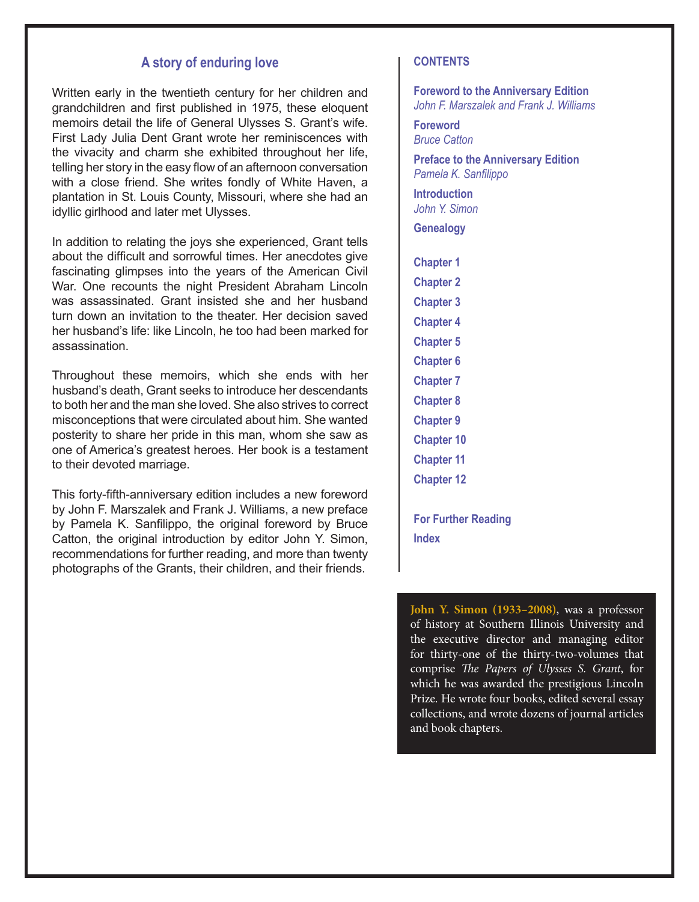## A story of enduring love

Written early in the twentieth century for her children and grandchildren and first published in 1975, these eloquent memoirs detail the life of General Ulysses S. Grant's wife. First Lady Julia Dent Grant wrote her reminiscences with the vivacity and charm she exhibited throughout her life, telling her story in the easy flow of an afternoon conversation with a close friend. She writes fondly of White Haven, a plantation in St. Louis County, Missouri, where she had an idyllic girlhood and later met Ulysses.

In addition to relating the joys she experienced, Grant tells about the difficult and sorrowful times. Her anecdotes give fascinating glimpses into the years of the American Civil War. One recounts the night President Abraham Lincoln was assassinated. Grant insisted she and her husband turn down an invitation to the theater. Her decision saved her husband's life: like Lincoln, he too had been marked for assassination.

Throughout these memoirs, which she ends with her husband's death, Grant seeks to introduce her descendants to both her and the man she loved. She also strives to correct misconceptions that were circulated about him. She wanted posterity to share her pride in this man, whom she saw as one of America's greatest heroes. Her book is a testament to their devoted marriage.

This forty-fifth-anniversary edition includes a new foreword by John F. Marszalek and Frank J. Williams, a new preface by Pamela K. Sanfilippo, the original foreword by Bruce Catton, the original introduction by editor John Y. Simon, recommendations for further reading, and more than twenty photographs of the Grants, their children, and their friends.

## CONTENTS

**Foreword to the Anniversary Edition**
*John F. Marszalek and Frank J. Williams*

**Foreword**
*Bruce Catton*

**Preface to the Anniversary Edition**
*Pamela K. Sanfilippo*

**Introduction**
*John Y. Simon*

**Genealogy**

**Chapter 1**
**Chapter 2**
**Chapter 3**
**Chapter 4**
**Chapter 5**
**Chapter 6**
**Chapter 7**
**Chapter 8**
**Chapter 9**
**Chapter 10**
**Chapter 11**
**Chapter 12**

**For Further Reading**
**Index**

**John Y. Simon (1933–2008)**, was a professor of history at Southern Illinois University and the executive director and managing editor for thirty-one of the thirty-two-volumes that comprise *The Papers of Ulysses S. Grant*, for which he was awarded the prestigious Lincoln Prize. He wrote four books, edited several essay collections, and wrote dozens of journal articles and book chapters.